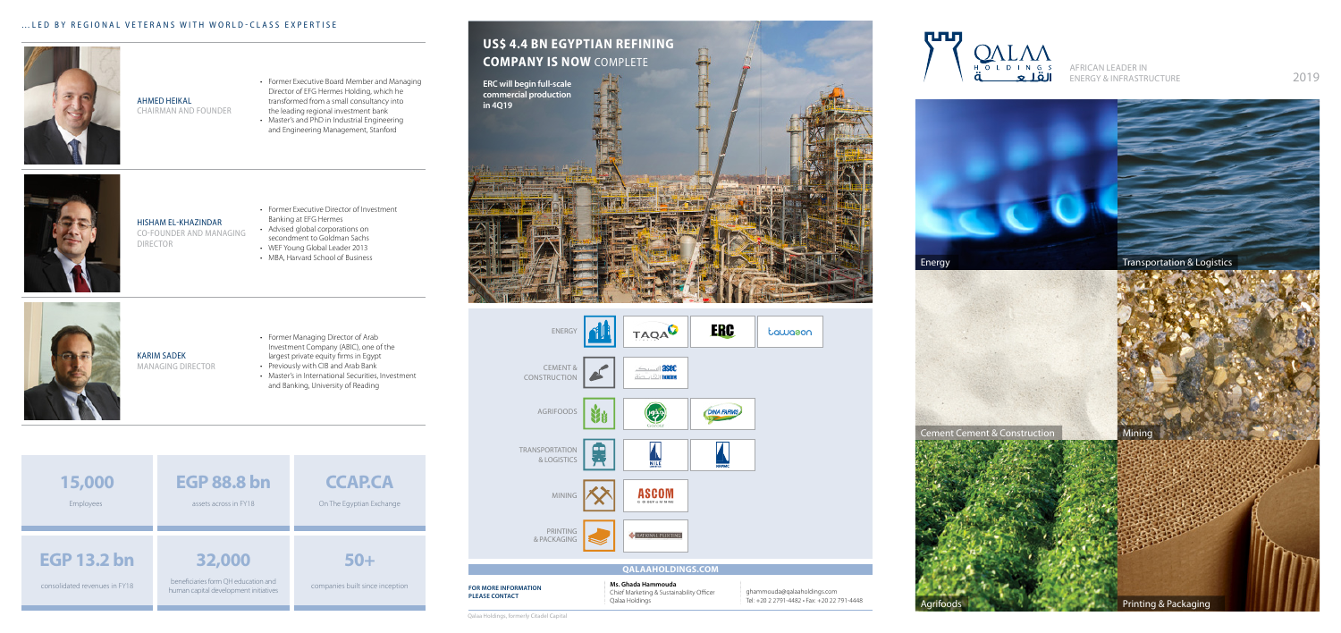...LED BY REGIONAL VETERANS WITH WORLD-CLASS EXPERTISE

**AHMED HEIKAL**
CHAIRMAN AND FOUNDER

- Former Executive Board Member and Managing Director of EFG Hermes Holding, which he transformed from a small consultancy into the leading regional investment bank
- Master's and PhD in Industrial Engineering and Engineering Management, Stanford

**HISHAM EL-KHAZINDAR**
CO-FOUNDER AND MANAGING DIRECTOR

- Former Executive Director of Investment Banking at EFG Hermes
- Advised global corporations on secondment to Goldman Sachs
- WEF Young Global Leader 2013
- MBA, Harvard School of Business

**KARIM SADEK**
MANAGING DIRECTOR

- Former Managing Director of Arab Investment Company (ABIC), one of the largest private equity firms in Egypt
- Previously with CIB and Arab Bank
- Master's in International Securities, Investment and Banking, University of Reading

| **15,000** | **EGP 88.8 bn** | **CCAP.CA** |
|---|---|---|
| Employees | assets across in FY18 | On The Egyptian Exchange |
| **EGP 13.2 bn** | **32,000** | **50+** |
| consolidated revenues in FY18 | beneficiaries form QH education and human capital development initiatives | companies built since inception |

## US$ 4.4 BN EGYPTIAN REFINING COMPANY IS NOW COMPLETE

**ERC will begin full-scale commercial production in 4Q19**

| | |
|---|---|
| ENERGY | TAQA, ERC, tawazon |
| CEMENT & CONSTRUCTION | ASEC |
| AGRIFOODS | Gozour, Dina Farms |
| TRANSPORTATION & LOGISTICS | Nile Logistics, NRPMC |
| MINING | ASCOM |
| PRINTING & PACKAGING | United Printing |

**QALAAHOLDINGS.COM**

**FOR MORE INFORMATION PLEASE CONTACT**

**Ms. Ghada Hammouda**
Chief Marketing & Sustainability Officer
Qalaa Holdings

ghammouda@qalaaholdings.com
Tel: +20 2 2791-4482 • Fax: +20 22 791-4448

Qalaa Holdings, formerly Citadel Capital

QALAA HOLDINGS القلعة

AFRICAN LEADER IN ENERGY & INFRASTRUCTURE

2019

Energy

Transportation & Logistics

Cement Cement & Construction

Mining

Agrifoods

Printing & Packaging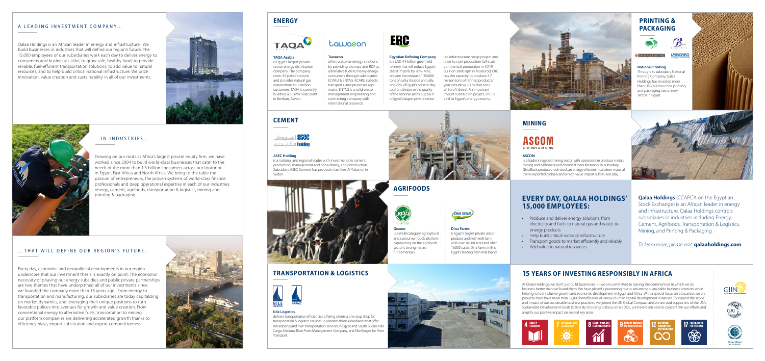## A LEADING INVESTMENT COMPANY...

Qalaa Holdings is an African leader in energy and infrastructure. We build businesses in industries that will define our region's future. The 15,000 employees of our subsidiaries work each day to deliver energy to consumers and businesses alike; to grow safe, healthy food; to provide reliable, fuel-efficient transportation solutions; to add value to natural resources; and to help build critical national infrastructure. We prize innovation, value creation and sustainability in all of our investments.

## ...IN INDUSTRIES...

Drawing on our roots as Africa's largest private equity firm, we have worked since 2004 to build world-class businesses that cater to the needs of the more than 1.3 billion consumers across our footprint in Egypt, East Africa and North Africa. We bring to the table the passion of entrepreneurs, the proven systems of world-class finance professionals and deep operational expertise in each of our industries: energy, cement, agrifoods, transportation & logistics, mining and printing & packaging.

## ...THAT WILL DEFINE OUR REGION'S FUTURE.

Every day, economic and geopolitical developments in our region underscore that our investment thesis is exactly on point. The economic necessity of phasing out energy subsidies and public private partnerships are two themes that have underpinned all of our investments since we founded the company more than 15 years ago. From energy to transportation and manufacturing, our subsidiaries are today capitalizing on market dynamics, and leveraging their unique positions to turn favorable polices into avenues for growth and value creation. From conventional energy to alternative fuels, transportation to mining, our platform companies are delivering accelerated growth thanks to efficiency plays, import subsitution and export competitiveness.

## ENERGY

TAQA · tawazon · ERC

**TAQA Arabia**
is Egypt's largest private sector energy distribution company. The company owns 56 petrol stations and provides natural gas connections to 1 million customers. TAQA is currently building a 50 MW solar plant in Benban, Aswan.

**Tawazon**
offers waste-to-energy solutions by providing biomass and RDF as alternative fuels to heavy energy consumers through subsidiaries ECARU & ENTAG. ECARU collects, transports, and processes agri-waste. ENTAG is a solid waste management engineering and contracting company with international presence.

**Egyptian Refining Company**
is a USD 4.4 billion greenfield refinery that will reduce Egypt's diesel imports by 30%- 40%, prevent the release of 186,000 tons of sulfur dioxide annually, or c.29% of Egypt's present-day total and improve the quality of the national petrol supply. It is Egypt's largest private sector led infrastructure mega project and is set to start production full-scale commercial production in 4Q19. Built on 300k sqm in Mostorod, ERC has the capacity to produce 4.7 million tons of refined products/year including 2.3 million tons of Euro V diesel. An important import substitution project, ERC is vital to Egypt's energy security.

## PRINTING & PACKAGING

NATIONAL PRINTING · UNIBOARD

**National Printing**
Through its subsidiary National Printing Company, Qalaa Holdings has invested more than USD 60 mn in the printing and packaging sector.new sector in Egypt.

## CEMENT

اسيك القابضة ASEC holding

**ASEC Holding**
is a national and regional leader with investments in cement production, management and consultancy, and construction. Subsidiary ASEC Cement has productin facilities Al-Takamol in Sudan.

## MINING

ASCOM GEOLOGY & MINING

**ASCOM**
is a leader in Egypt's mining sector with operations in precious metals mining and carbonate and chemical manufacturing. Its subsidiary, GlassRock produces rock wool, an energy-efficient insultation material that is exported globally and a high-value import subsitution play.

## AGRIFOODS

Gozour · DINA FARMS

**Gozour**
is a multicategory agricultural and consumer foods platform capitalizing on the agrifoods sector's strong macro fundamentals.

**Dina Farms**
is Egypt's largest private sector produce and fresh milk farm with over 10,000 acres and ober 16,000 cattle. Dina Farms milk is Egypt's leading fresh milk brand.

## EVERY DAY, QALAA HOLDINGS' 15,000 EMPLOYEES:

- Produce and deliver energy solutions, from electricity and fuels to natural gas and waste-to-energy products
- Help build critical national infrastructure
- Transport goods to market efficiently and reliably
- Add value to natural resources

**Qalaa Holdings** (CCAP.CA on the Egyptian Stock Exchange) is an African leader in energy and infrastructure. Qalaa Holdings controls subsidiaries in industries including Energy, Cement, Agrifoods, Transportation & Logistics, Mining, and Printing & Packaging.

*To learn more, please visit:* **qalaaholdings.com**

## TRANSPORTATION & LOGISTICS

NILE LOGISTICS · NRPMC

**Nile Logistics**
delivers transportation efficiencies offering clients a one-stop shop for transportation & logistics services. It operates three subsidiaries that offer stevedoring and river transportation services in Egypt and South Sudan: Nile Cargo, National River Ports Management Company, and Nile Barges for River Transport.

## 15 YEARS OF INVESTING RESPONSIBLY IN AFRICA

At Qalaa Holdings, we don't just build businesses — we are committed to leaving the communities in which we do business better than we found them. We have played a pioneering role in advancing sustainable business practices while helping to fuel inclusive growth and economic development in Egypt and Africa. With a special focus on education, we are proud to have have more than 32,000 beneficiaries of various human capital development initiatives. To expand the scope and impact of our sustainable business practices, we joined the UN Global Compact and we are avid supporters of the UN's Sustainable Development Goals (SDGs). By choosing to focus on 6 SDGs, we have been able to concentrate our efforts and amplify our positive impact on several key areas.

4 QUALITY EDUCATION · 7 AFFORDABLE AND CLEAN ENERGY · 8 DECENT WORK AND ECONOMIC GROWTH · 9 INDUSTRY, INNOVATION AND INFRASTRUCTURE · 12 RESPONSIBLE CONSUMPTION AND PRODUCTION · 17 PARTNERSHIPS FOR THE GOALS

GIIN · GRI · Network Egypt WE SUPPORT